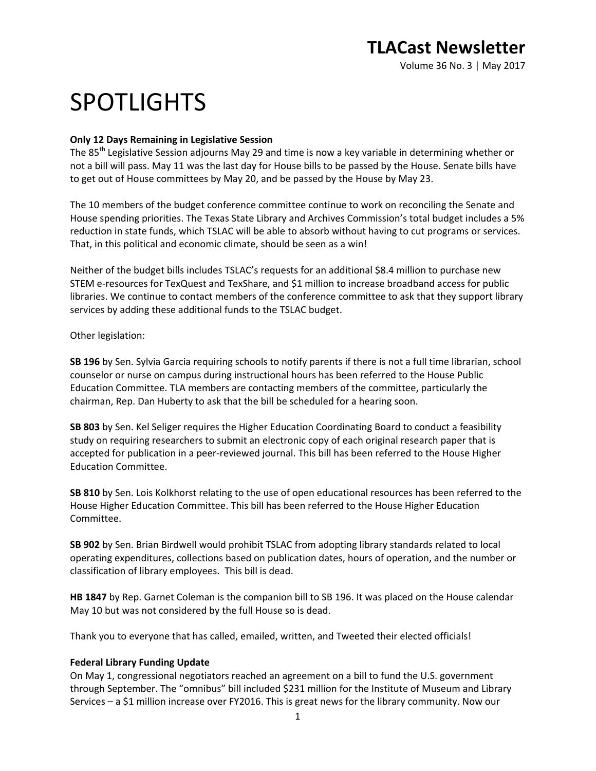# TLACast Newsletter

Volume 36 No. 3 | May 2017

# SPOTLIGHTS

**Only 12 Days Remaining in Legislative Session**

The 85th Legislative Session adjourns May 29 and time is now a key variable in determining whether or not a bill will pass. May 11 was the last day for House bills to be passed by the House. Senate bills have to get out of House committees by May 20, and be passed by the House by May 23.

The 10 members of the budget conference committee continue to work on reconciling the Senate and House spending priorities. The Texas State Library and Archives Commission's total budget includes a 5% reduction in state funds, which TSLAC will be able to absorb without having to cut programs or services. That, in this political and economic climate, should be seen as a win!

Neither of the budget bills includes TSLAC's requests for an additional $8.4 million to purchase new STEM e-resources for TexQuest and TexShare, and $1 million to increase broadband access for public libraries. We continue to contact members of the conference committee to ask that they support library services by adding these additional funds to the TSLAC budget.

Other legislation:

**SB 196** by Sen. Sylvia Garcia requiring schools to notify parents if there is not a full time librarian, school counselor or nurse on campus during instructional hours has been referred to the House Public Education Committee. TLA members are contacting members of the committee, particularly the chairman, Rep. Dan Huberty to ask that the bill be scheduled for a hearing soon.

**SB 803** by Sen. Kel Seliger requires the Higher Education Coordinating Board to conduct a feasibility study on requiring researchers to submit an electronic copy of each original research paper that is accepted for publication in a peer-reviewed journal. This bill has been referred to the House Higher Education Committee.

**SB 810** by Sen. Lois Kolkhorst relating to the use of open educational resources has been referred to the House Higher Education Committee. This bill has been referred to the House Higher Education Committee.

**SB 902** by Sen. Brian Birdwell would prohibit TSLAC from adopting library standards related to local operating expenditures, collections based on publication dates, hours of operation, and the number or classification of library employees. This bill is dead.

**HB 1847** by Rep. Garnet Coleman is the companion bill to SB 196. It was placed on the House calendar May 10 but was not considered by the full House so is dead.

Thank you to everyone that has called, emailed, written, and Tweeted their elected officials!

**Federal Library Funding Update**

On May 1, congressional negotiators reached an agreement on a bill to fund the U.S. government through September. The "omnibus" bill included $231 million for the Institute of Museum and Library Services – a $1 million increase over FY2016. This is great news for the library community. Now our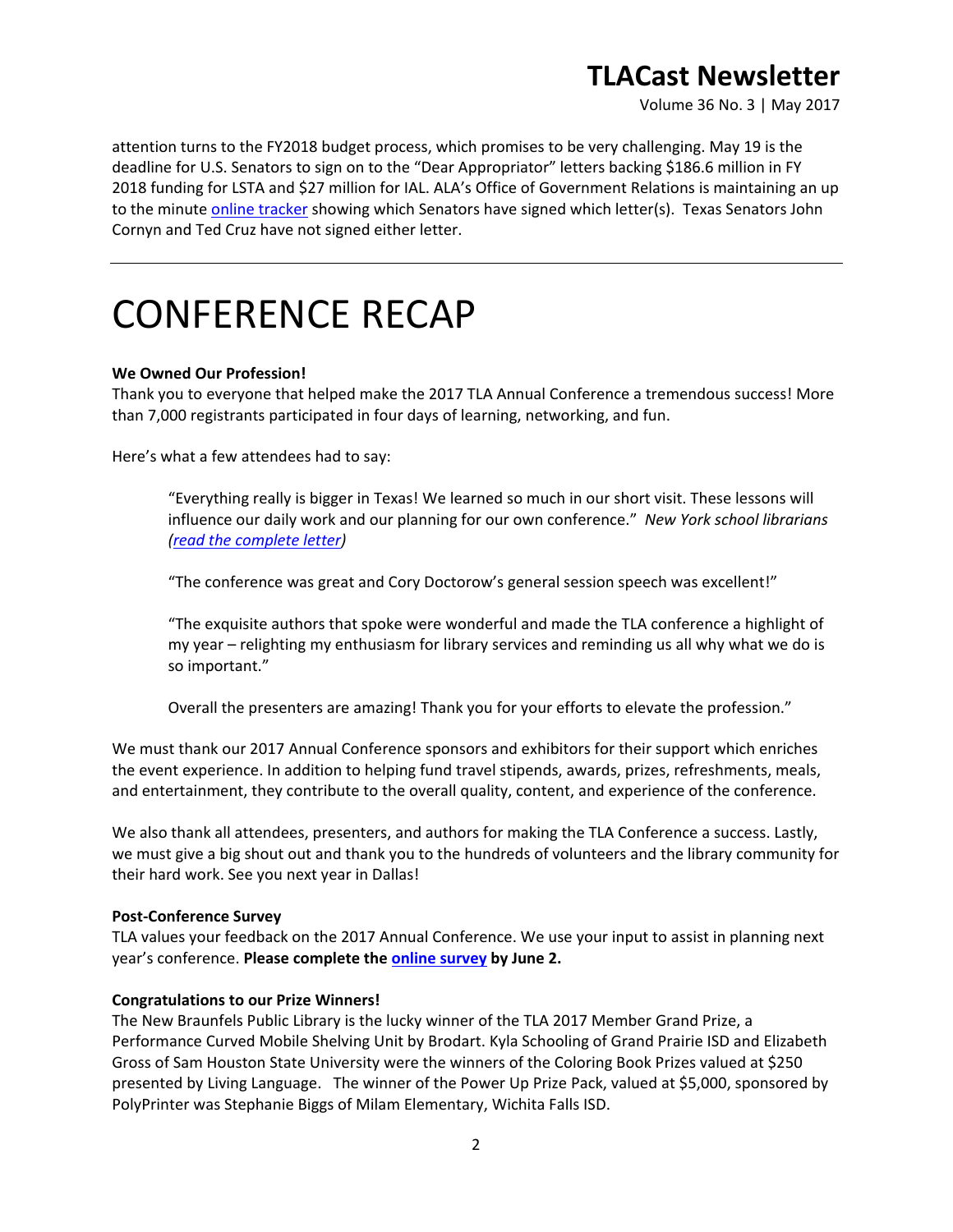attention turns to the FY2018 budget process, which promises to be very challenging. May 19 is the deadline for U.S. Senators to sign on to the "Dear Appropriator" letters backing $186.6 million in FY 2018 funding for LSTA and $27 million for IAL. ALA's Office of Government Relations is maintaining an up to the minute online tracker showing which Senators have signed which letter(s). Texas Senators John Cornyn and Ted Cruz have not signed either letter.

---

# CONFERENCE RECAP

**We Owned Our Profession!**

Thank you to everyone that helped make the 2017 TLA Annual Conference a tremendous success! More than 7,000 registrants participated in four days of learning, networking, and fun.

Here's what a few attendees had to say:

> "Everything really is bigger in Texas! We learned so much in our short visit. These lessons will influence our daily work and our planning for our own conference." *New York school librarians (read the complete letter)*
>
> "The conference was great and Cory Doctorow's general session speech was excellent!"
>
> "The exquisite authors that spoke were wonderful and made the TLA conference a highlight of my year – relighting my enthusiasm for library services and reminding us all why what we do is so important."
>
> Overall the presenters are amazing! Thank you for your efforts to elevate the profession."

We must thank our 2017 Annual Conference sponsors and exhibitors for their support which enriches the event experience. In addition to helping fund travel stipends, awards, prizes, refreshments, meals, and entertainment, they contribute to the overall quality, content, and experience of the conference.

We also thank all attendees, presenters, and authors for making the TLA Conference a success. Lastly, we must give a big shout out and thank you to the hundreds of volunteers and the library community for their hard work. See you next year in Dallas!

**Post-Conference Survey**

TLA values your feedback on the 2017 Annual Conference. We use your input to assist in planning next year's conference. **Please complete the online survey by June 2.**

**Congratulations to our Prize Winners!**

The New Braunfels Public Library is the lucky winner of the TLA 2017 Member Grand Prize, a Performance Curved Mobile Shelving Unit by Brodart. Kyla Schooling of Grand Prairie ISD and Elizabeth Gross of Sam Houston State University were the winners of the Coloring Book Prizes valued at $250 presented by Living Language. The winner of the Power Up Prize Pack, valued at $5,000, sponsored by PolyPrinter was Stephanie Biggs of Milam Elementary, Wichita Falls ISD.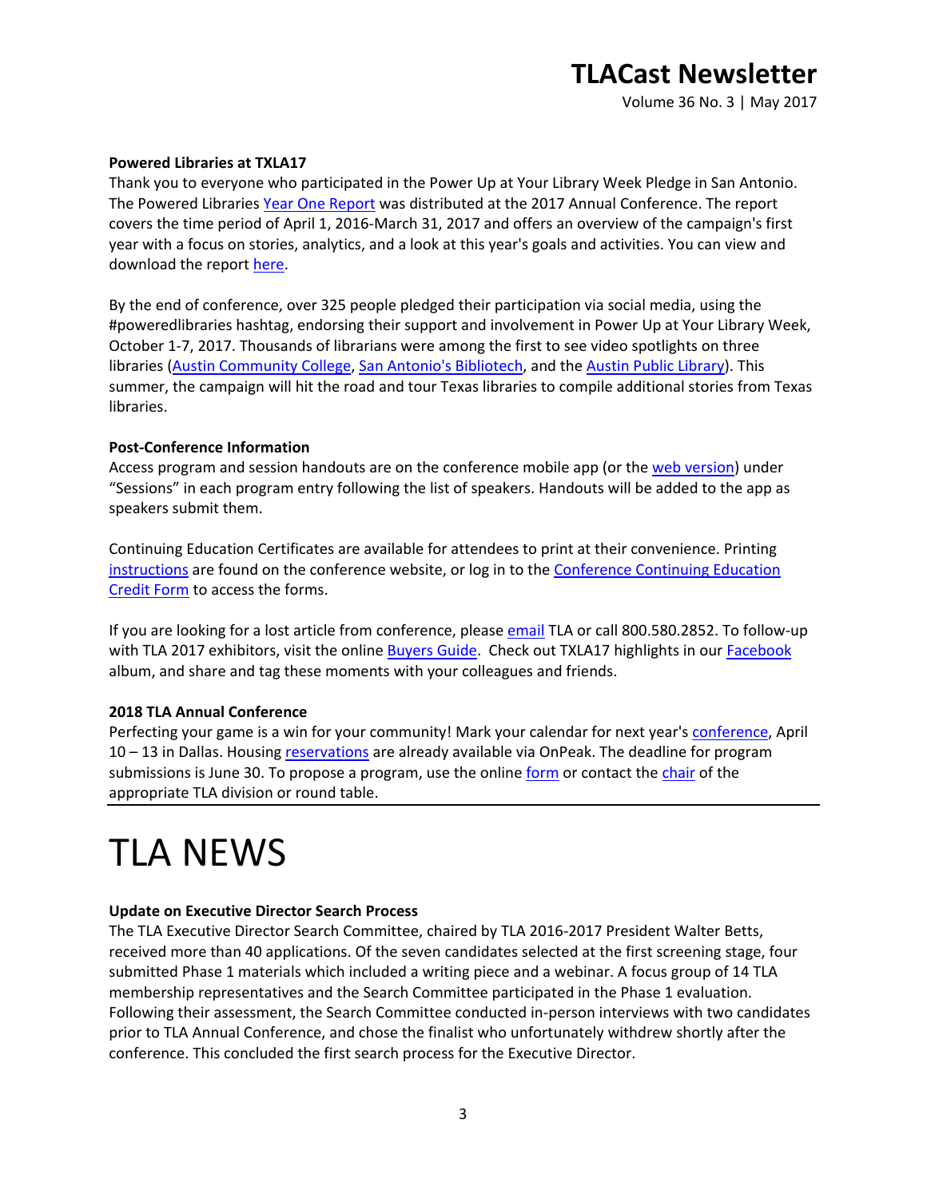**Powered Libraries at TXLA17**

Thank you to everyone who participated in the Power Up at Your Library Week Pledge in San Antonio. The Powered Libraries Year One Report was distributed at the 2017 Annual Conference. The report covers the time period of April 1, 2016-March 31, 2017 and offers an overview of the campaign's first year with a focus on stories, analytics, and a look at this year's goals and activities. You can view and download the report here.

By the end of conference, over 325 people pledged their participation via social media, using the #poweredlibraries hashtag, endorsing their support and involvement in Power Up at Your Library Week, October 1-7, 2017. Thousands of librarians were among the first to see video spotlights on three libraries (Austin Community College, San Antonio's Bibliotech, and the Austin Public Library). This summer, the campaign will hit the road and tour Texas libraries to compile additional stories from Texas libraries.

**Post-Conference Information**

Access program and session handouts are on the conference mobile app (or the web version) under "Sessions" in each program entry following the list of speakers. Handouts will be added to the app as speakers submit them.

Continuing Education Certificates are available for attendees to print at their convenience. Printing instructions are found on the conference website, or log in to the Conference Continuing Education Credit Form to access the forms.

If you are looking for a lost article from conference, please email TLA or call 800.580.2852. To follow-up with TLA 2017 exhibitors, visit the online Buyers Guide. Check out TXLA17 highlights in our Facebook album, and share and tag these moments with your colleagues and friends.

**2018 TLA Annual Conference**

Perfecting your game is a win for your community! Mark your calendar for next year's conference, April 10 – 13 in Dallas. Housing reservations are already available via OnPeak. The deadline for program submissions is June 30. To propose a program, use the online form or contact the chair of the appropriate TLA division or round table.

# TLA NEWS

**Update on Executive Director Search Process**

The TLA Executive Director Search Committee, chaired by TLA 2016-2017 President Walter Betts, received more than 40 applications. Of the seven candidates selected at the first screening stage, four submitted Phase 1 materials which included a writing piece and a webinar. A focus group of 14 TLA membership representatives and the Search Committee participated in the Phase 1 evaluation. Following their assessment, the Search Committee conducted in-person interviews with two candidates prior to TLA Annual Conference, and chose the finalist who unfortunately withdrew shortly after the conference. This concluded the first search process for the Executive Director.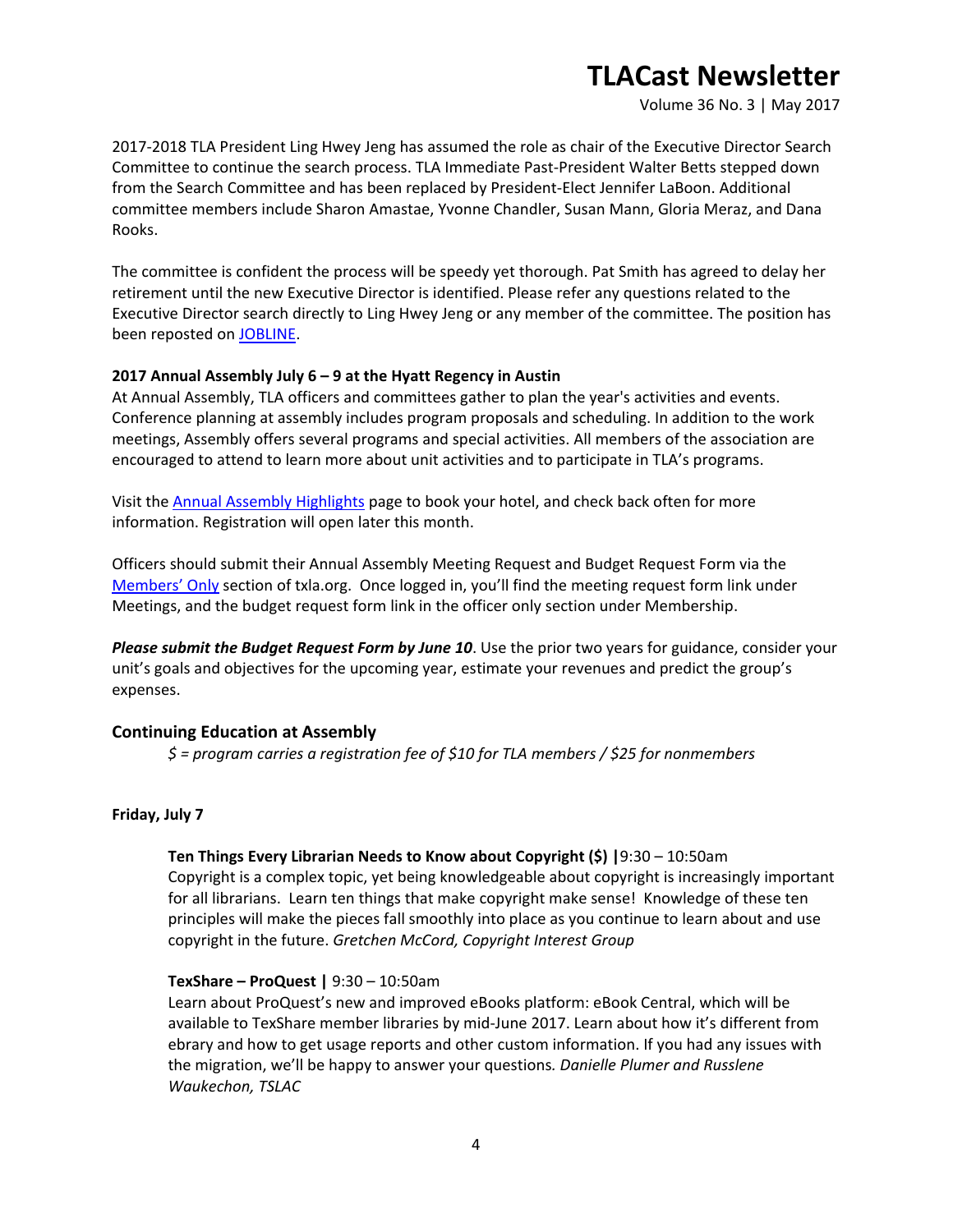2017-2018 TLA President Ling Hwey Jeng has assumed the role as chair of the Executive Director Search Committee to continue the search process. TLA Immediate Past-President Walter Betts stepped down from the Search Committee and has been replaced by President-Elect Jennifer LaBoon. Additional committee members include Sharon Amastae, Yvonne Chandler, Susan Mann, Gloria Meraz, and Dana Rooks.

The committee is confident the process will be speedy yet thorough. Pat Smith has agreed to delay her retirement until the new Executive Director is identified. Please refer any questions related to the Executive Director search directly to Ling Hwey Jeng or any member of the committee. The position has been reposted on JOBLINE.

**2017 Annual Assembly July 6 – 9 at the Hyatt Regency in Austin**

At Annual Assembly, TLA officers and committees gather to plan the year's activities and events. Conference planning at assembly includes program proposals and scheduling. In addition to the work meetings, Assembly offers several programs and special activities. All members of the association are encouraged to attend to learn more about unit activities and to participate in TLA's programs.

Visit the Annual Assembly Highlights page to book your hotel, and check back often for more information. Registration will open later this month.

Officers should submit their Annual Assembly Meeting Request and Budget Request Form via the Members' Only section of txla.org. Once logged in, you'll find the meeting request form link under Meetings, and the budget request form link in the officer only section under Membership.

***Please submit the Budget Request Form by June 10***. Use the prior two years for guidance, consider your unit's goals and objectives for the upcoming year, estimate your revenues and predict the group's expenses.

## Continuing Education at Assembly

*$ = program carries a registration fee of $10 for TLA members / $25 for nonmembers*

**Friday, July 7**

**Ten Things Every Librarian Needs to Know about Copyright ($) |** 9:30 – 10:50am
Copyright is a complex topic, yet being knowledgeable about copyright is increasingly important for all librarians. Learn ten things that make copyright make sense! Knowledge of these ten principles will make the pieces fall smoothly into place as you continue to learn about and use copyright in the future. *Gretchen McCord, Copyright Interest Group*

**TexShare – ProQuest |** 9:30 – 10:50am
Learn about ProQuest's new and improved eBooks platform: eBook Central, which will be available to TexShare member libraries by mid-June 2017. Learn about how it's different from ebrary and how to get usage reports and other custom information. If you had any issues with the migration, we'll be happy to answer your questions. *Danielle Plumer and Russlene Waukechon, TSLAC*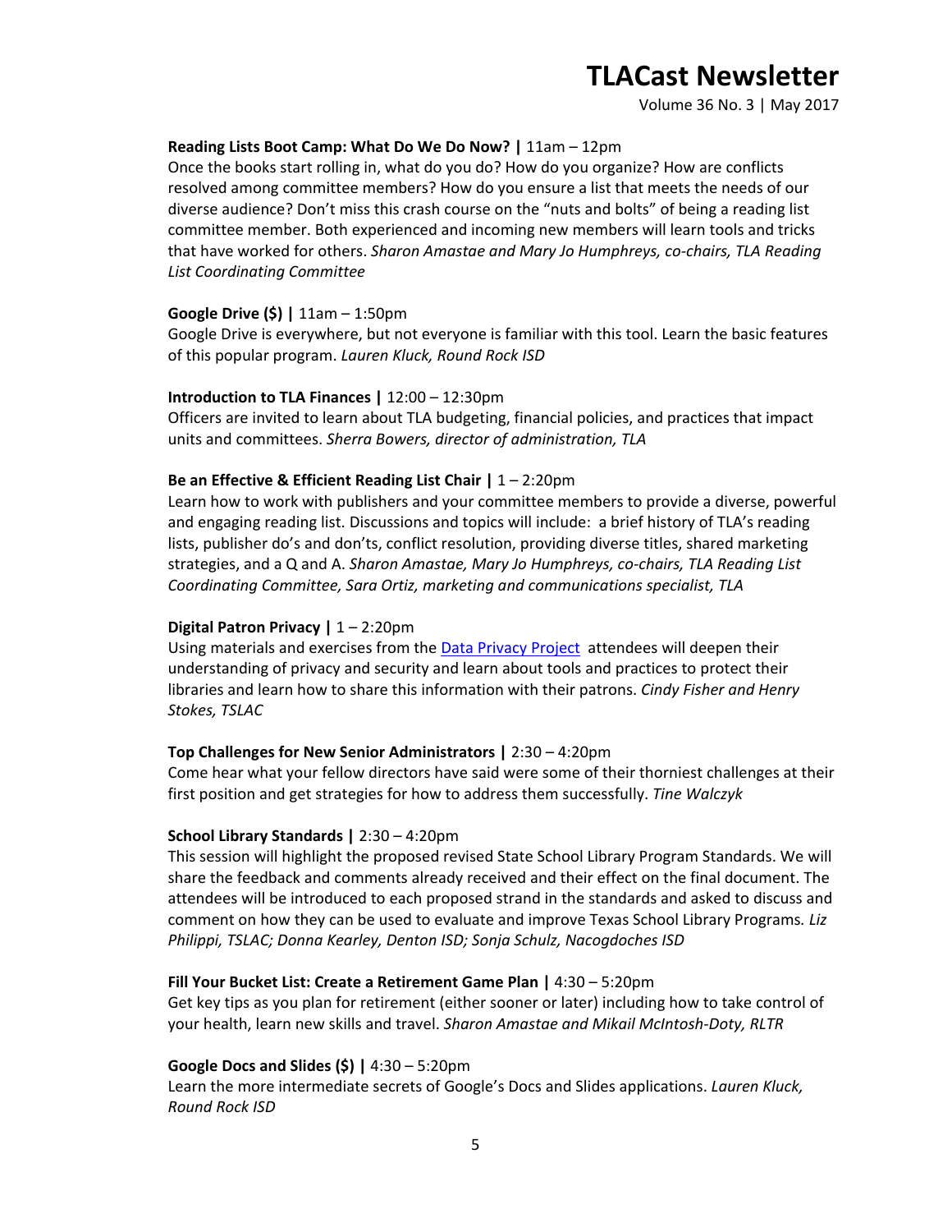**Reading Lists Boot Camp: What Do We Do Now? |** 11am – 12pm
Once the books start rolling in, what do you do? How do you organize? How are conflicts resolved among committee members? How do you ensure a list that meets the needs of our diverse audience? Don't miss this crash course on the "nuts and bolts" of being a reading list committee member. Both experienced and incoming new members will learn tools and tricks that have worked for others. *Sharon Amastae and Mary Jo Humphreys, co-chairs, TLA Reading List Coordinating Committee*

**Google Drive ($) |** 11am – 1:50pm
Google Drive is everywhere, but not everyone is familiar with this tool. Learn the basic features of this popular program. *Lauren Kluck, Round Rock ISD*

**Introduction to TLA Finances |** 12:00 – 12:30pm
Officers are invited to learn about TLA budgeting, financial policies, and practices that impact units and committees. *Sherra Bowers, director of administration, TLA*

**Be an Effective & Efficient Reading List Chair |** 1 – 2:20pm
Learn how to work with publishers and your committee members to provide a diverse, powerful and engaging reading list. Discussions and topics will include: a brief history of TLA's reading lists, publisher do's and don'ts, conflict resolution, providing diverse titles, shared marketing strategies, and a Q and A. *Sharon Amastae, Mary Jo Humphreys, co-chairs, TLA Reading List Coordinating Committee, Sara Ortiz, marketing and communications specialist, TLA*

**Digital Patron Privacy |** 1 – 2:20pm
Using materials and exercises from the [Data Privacy Project](Data Privacy Project) attendees will deepen their understanding of privacy and security and learn about tools and practices to protect their libraries and learn how to share this information with their patrons. *Cindy Fisher and Henry Stokes, TSLAC*

**Top Challenges for New Senior Administrators |** 2:30 – 4:20pm
Come hear what your fellow directors have said were some of their thorniest challenges at their first position and get strategies for how to address them successfully. *Tine Walczyk*

**School Library Standards |** 2:30 – 4:20pm
This session will highlight the proposed revised State School Library Program Standards. We will share the feedback and comments already received and their effect on the final document. The attendees will be introduced to each proposed strand in the standards and asked to discuss and comment on how they can be used to evaluate and improve Texas School Library Programs. *Liz Philippi, TSLAC; Donna Kearley, Denton ISD; Sonja Schulz, Nacogdoches ISD*

**Fill Your Bucket List: Create a Retirement Game Plan |** 4:30 – 5:20pm
Get key tips as you plan for retirement (either sooner or later) including how to take control of your health, learn new skills and travel. *Sharon Amastae and Mikail McIntosh-Doty, RLTR*

**Google Docs and Slides ($) |** 4:30 – 5:20pm
Learn the more intermediate secrets of Google's Docs and Slides applications. *Lauren Kluck, Round Rock ISD*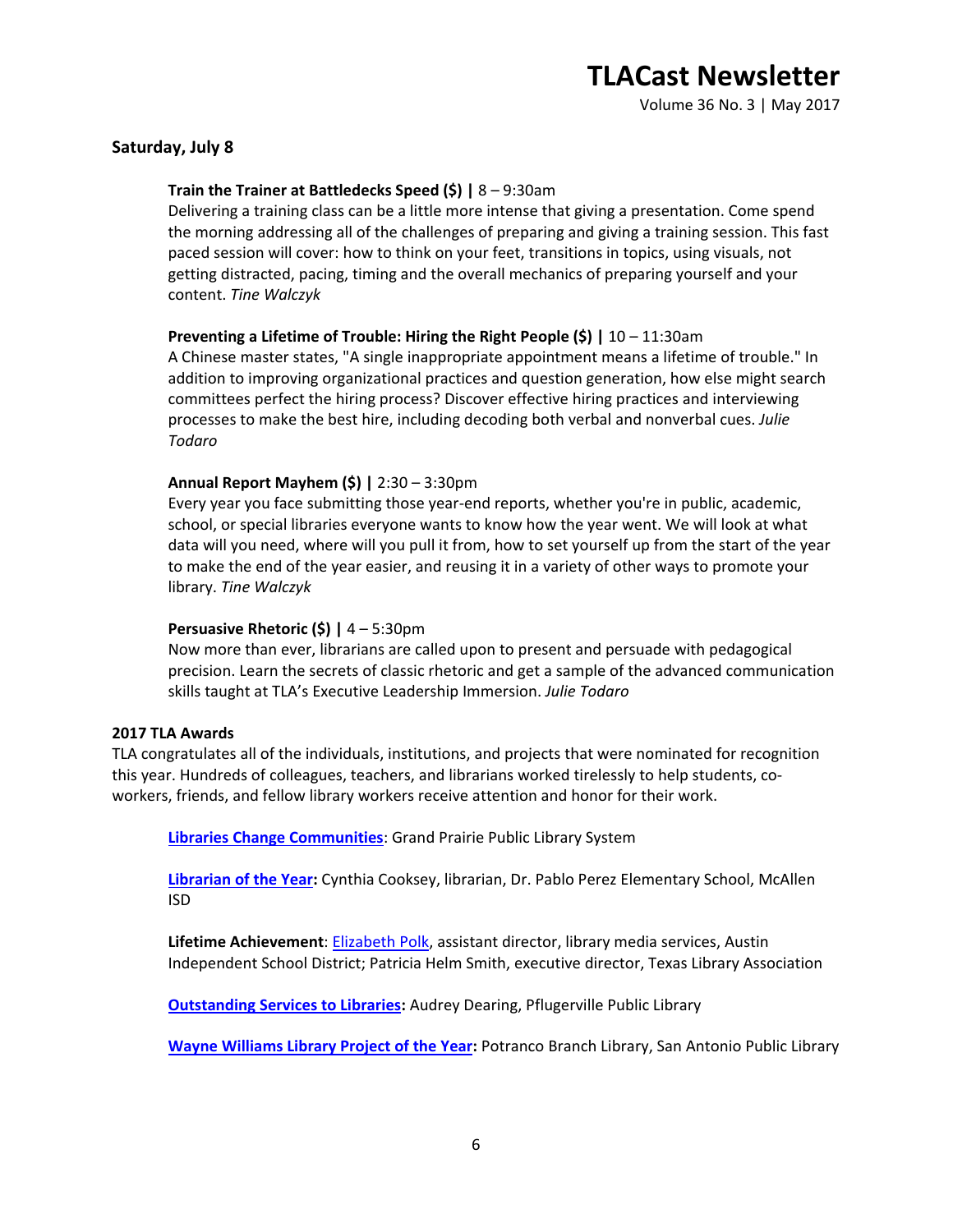## Saturday, July 8

**Train the Trainer at Battledecks Speed ($) |** 8 – 9:30am
Delivering a training class can be a little more intense that giving a presentation. Come spend the morning addressing all of the challenges of preparing and giving a training session. This fast paced session will cover: how to think on your feet, transitions in topics, using visuals, not getting distracted, pacing, timing and the overall mechanics of preparing yourself and your content. *Tine Walczyk*

**Preventing a Lifetime of Trouble: Hiring the Right People ($) |** 10 – 11:30am
A Chinese master states, "A single inappropriate appointment means a lifetime of trouble." In addition to improving organizational practices and question generation, how else might search committees perfect the hiring process? Discover effective hiring practices and interviewing processes to make the best hire, including decoding both verbal and nonverbal cues. *Julie Todaro*

**Annual Report Mayhem ($) |** 2:30 – 3:30pm
Every year you face submitting those year-end reports, whether you're in public, academic, school, or special libraries everyone wants to know how the year went. We will look at what data will you need, where will you pull it from, how to set yourself up from the start of the year to make the end of the year easier, and reusing it in a variety of other ways to promote your library. *Tine Walczyk*

**Persuasive Rhetoric ($) |** 4 – 5:30pm
Now more than ever, librarians are called upon to present and persuade with pedagogical precision. Learn the secrets of classic rhetoric and get a sample of the advanced communication skills taught at TLA's Executive Leadership Immersion. *Julie Todaro*

### 2017 TLA Awards

TLA congratulates all of the individuals, institutions, and projects that were nominated for recognition this year. Hundreds of colleagues, teachers, and librarians worked tirelessly to help students, co-workers, friends, and fellow library workers receive attention and honor for their work.

**Libraries Change Communities**: Grand Prairie Public Library System

**Librarian of the Year:** Cynthia Cooksey, librarian, Dr. Pablo Perez Elementary School, McAllen ISD

**Lifetime Achievement**: Elizabeth Polk, assistant director, library media services, Austin Independent School District; Patricia Helm Smith, executive director, Texas Library Association

**Outstanding Services to Libraries:** Audrey Dearing, Pflugerville Public Library

**Wayne Williams Library Project of the Year:** Potranco Branch Library, San Antonio Public Library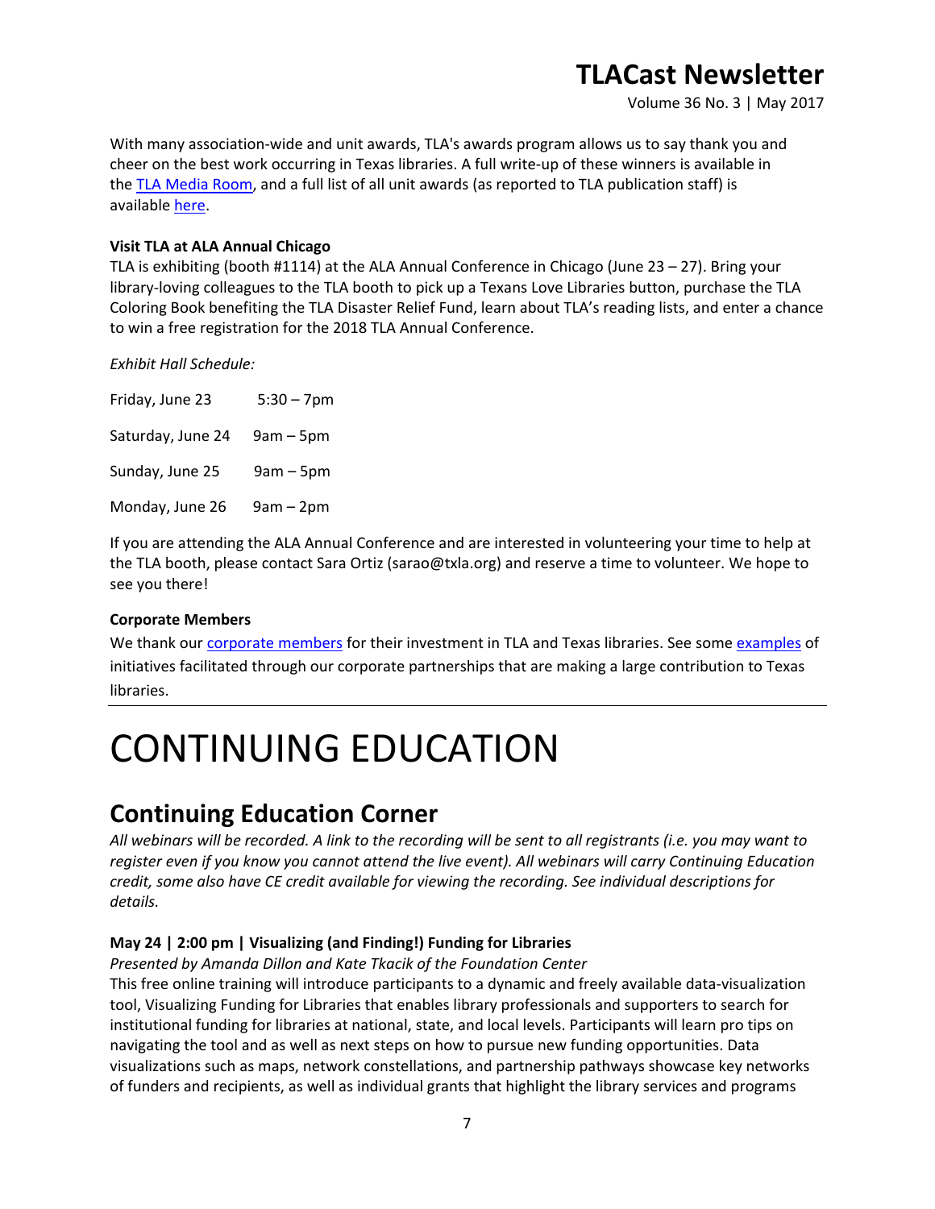With many association-wide and unit awards, TLA's awards program allows us to say thank you and cheer on the best work occurring in Texas libraries. A full write-up of these winners is available in the [TLA Media Room](), and a full list of all unit awards (as reported to TLA publication staff) is available [here]().

**Visit TLA at ALA Annual Chicago**

TLA is exhibiting (booth #1114) at the ALA Annual Conference in Chicago (June 23 – 27). Bring your library-loving colleagues to the TLA booth to pick up a Texans Love Libraries button, purchase the TLA Coloring Book benefiting the TLA Disaster Relief Fund, learn about TLA's reading lists, and enter a chance to win a free registration for the 2018 TLA Annual Conference.

*Exhibit Hall Schedule:*

| | |
|---|---|
| Friday, June 23 | 5:30 – 7pm |
| Saturday, June 24 | 9am – 5pm |
| Sunday, June 25 | 9am – 5pm |
| Monday, June 26 | 9am – 2pm |

If you are attending the ALA Annual Conference and are interested in volunteering your time to help at the TLA booth, please contact Sara Ortiz (sarao@txla.org) and reserve a time to volunteer. We hope to see you there!

**Corporate Members**

We thank our [corporate members]() for their investment in TLA and Texas libraries. See some [examples]() of initiatives facilitated through our corporate partnerships that are making a large contribution to Texas libraries.

# CONTINUING EDUCATION

## Continuing Education Corner

*All webinars will be recorded. A link to the recording will be sent to all registrants (i.e. you may want to register even if you know you cannot attend the live event). All webinars will carry Continuing Education credit, some also have CE credit available for viewing the recording. See individual descriptions for details.*

**May 24 | 2:00 pm | Visualizing (and Finding!) Funding for Libraries**

*Presented by Amanda Dillon and Kate Tkacik of the Foundation Center*

This free online training will introduce participants to a dynamic and freely available data-visualization tool, Visualizing Funding for Libraries that enables library professionals and supporters to search for institutional funding for libraries at national, state, and local levels. Participants will learn pro tips on navigating the tool and as well as next steps on how to pursue new funding opportunities. Data visualizations such as maps, network constellations, and partnership pathways showcase key networks of funders and recipients, as well as individual grants that highlight the library services and programs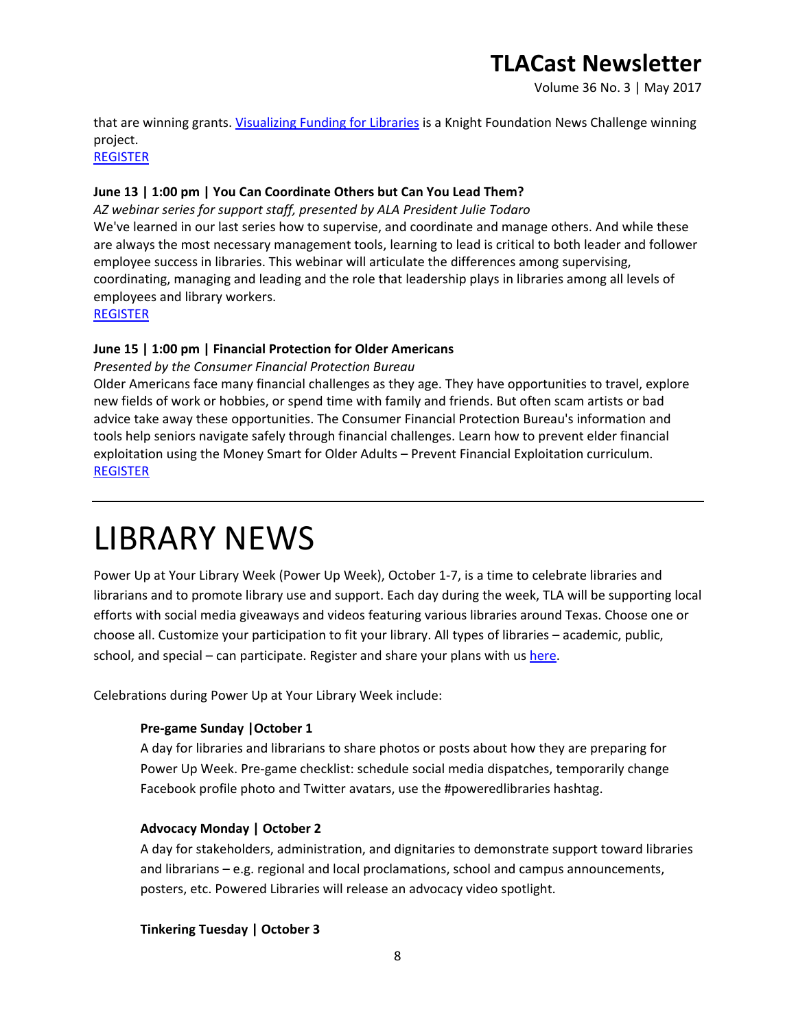that are winning grants. [Visualizing Funding for Libraries]() is a Knight Foundation News Challenge winning project.
[REGISTER]()

**June 13 | 1:00 pm | You Can Coordinate Others but Can You Lead Them?**
*AZ webinar series for support staff, presented by ALA President Julie Todaro*
We've learned in our last series how to supervise, and coordinate and manage others. And while these are always the most necessary management tools, learning to lead is critical to both leader and follower employee success in libraries. This webinar will articulate the differences among supervising, coordinating, managing and leading and the role that leadership plays in libraries among all levels of employees and library workers.
[REGISTER]()

**June 15 | 1:00 pm | Financial Protection for Older Americans**
*Presented by the Consumer Financial Protection Bureau*
Older Americans face many financial challenges as they age. They have opportunities to travel, explore new fields of work or hobbies, or spend time with family and friends. But often scam artists or bad advice take away these opportunities. The Consumer Financial Protection Bureau's information and tools help seniors navigate safely through financial challenges. Learn how to prevent elder financial exploitation using the Money Smart for Older Adults – Prevent Financial Exploitation curriculum.
[REGISTER]()

---

# LIBRARY NEWS

Power Up at Your Library Week (Power Up Week), October 1-7, is a time to celebrate libraries and librarians and to promote library use and support. Each day during the week, TLA will be supporting local efforts with social media giveaways and videos featuring various libraries around Texas. Choose one or choose all. Customize your participation to fit your library. All types of libraries – academic, public, school, and special – can participate. Register and share your plans with us [here]().

Celebrations during Power Up at Your Library Week include:

**Pre-game Sunday |October 1**
A day for libraries and librarians to share photos or posts about how they are preparing for Power Up Week. Pre-game checklist: schedule social media dispatches, temporarily change Facebook profile photo and Twitter avatars, use the #poweredlibraries hashtag.

**Advocacy Monday | October 2**
A day for stakeholders, administration, and dignitaries to demonstrate support toward libraries and librarians – e.g. regional and local proclamations, school and campus announcements, posters, etc. Powered Libraries will release an advocacy video spotlight.

**Tinkering Tuesday | October 3**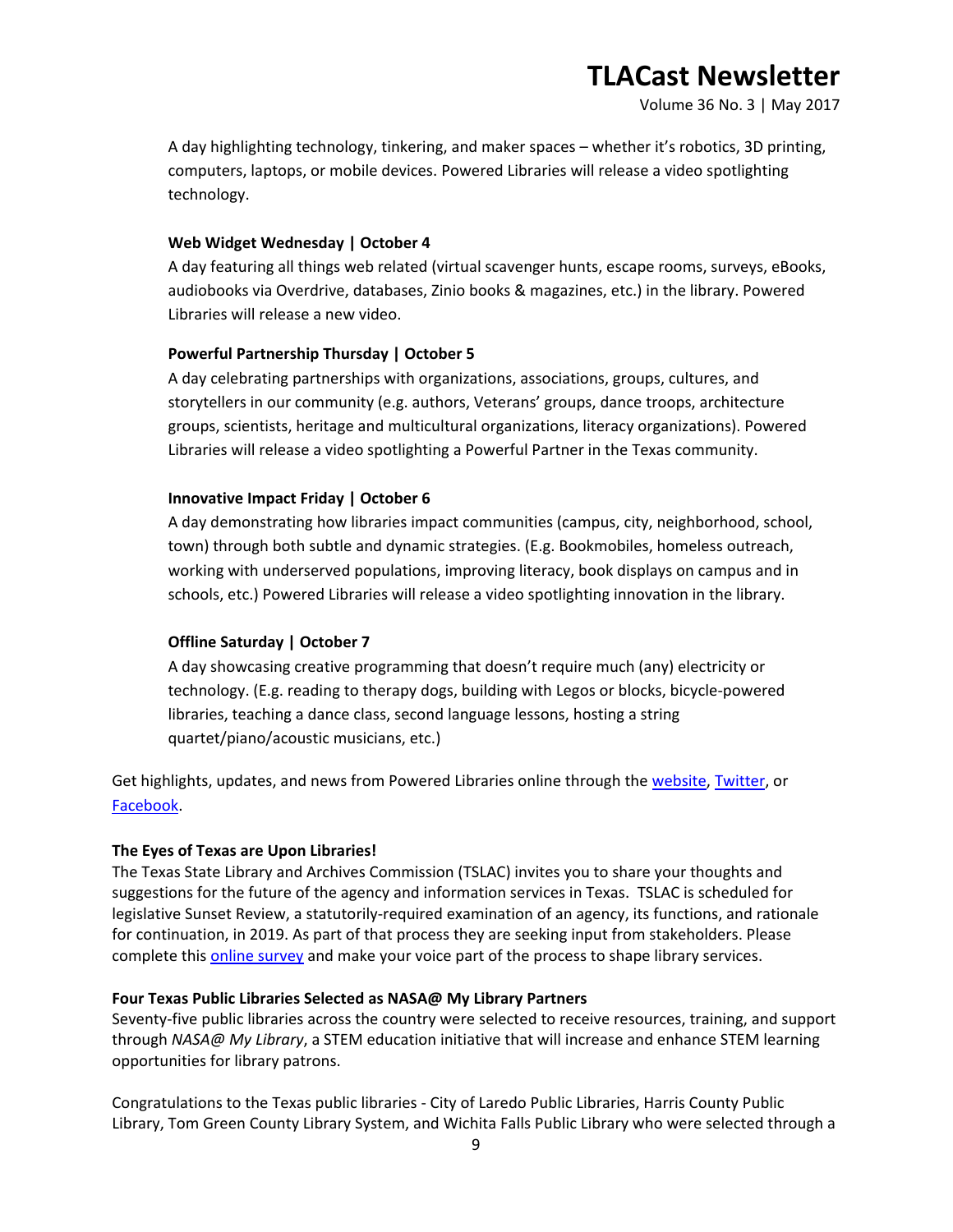A day highlighting technology, tinkering, and maker spaces – whether it's robotics, 3D printing, computers, laptops, or mobile devices. Powered Libraries will release a video spotlighting technology.

**Web Widget Wednesday | October 4**

A day featuring all things web related (virtual scavenger hunts, escape rooms, surveys, eBooks, audiobooks via Overdrive, databases, Zinio books & magazines, etc.) in the library. Powered Libraries will release a new video.

**Powerful Partnership Thursday | October 5**

A day celebrating partnerships with organizations, associations, groups, cultures, and storytellers in our community (e.g. authors, Veterans' groups, dance troops, architecture groups, scientists, heritage and multicultural organizations, literacy organizations). Powered Libraries will release a video spotlighting a Powerful Partner in the Texas community.

**Innovative Impact Friday | October 6**

A day demonstrating how libraries impact communities (campus, city, neighborhood, school, town) through both subtle and dynamic strategies. (E.g. Bookmobiles, homeless outreach, working with underserved populations, improving literacy, book displays on campus and in schools, etc.) Powered Libraries will release a video spotlighting innovation in the library.

**Offline Saturday | October 7**

A day showcasing creative programming that doesn't require much (any) electricity or technology. (E.g. reading to therapy dogs, building with Legos or blocks, bicycle-powered libraries, teaching a dance class, second language lessons, hosting a string quartet/piano/acoustic musicians, etc.)

Get highlights, updates, and news from Powered Libraries online through the website, Twitter, or Facebook.

**The Eyes of Texas are Upon Libraries!**

The Texas State Library and Archives Commission (TSLAC) invites you to share your thoughts and suggestions for the future of the agency and information services in Texas. TSLAC is scheduled for legislative Sunset Review, a statutorily-required examination of an agency, its functions, and rationale for continuation, in 2019. As part of that process they are seeking input from stakeholders. Please complete this online survey and make your voice part of the process to shape library services.

**Four Texas Public Libraries Selected as NASA@ My Library Partners**

Seventy-five public libraries across the country were selected to receive resources, training, and support through *NASA@ My Library*, a STEM education initiative that will increase and enhance STEM learning opportunities for library patrons.

Congratulations to the Texas public libraries - City of Laredo Public Libraries, Harris County Public Library, Tom Green County Library System, and Wichita Falls Public Library who were selected through a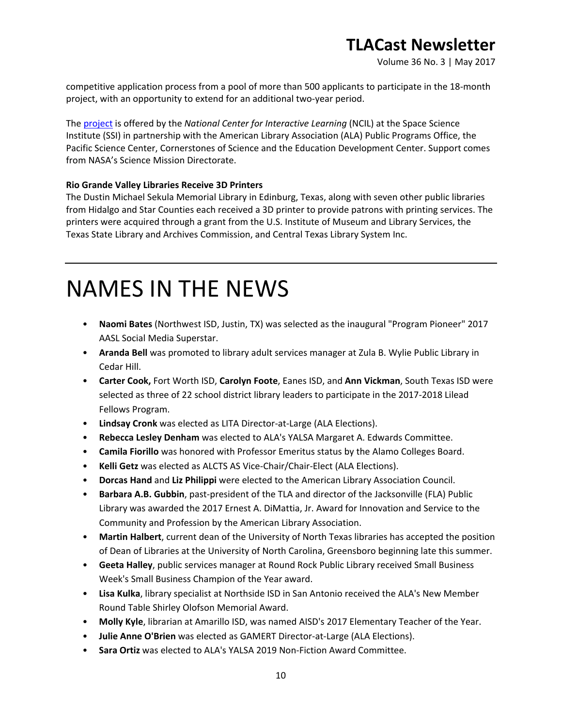competitive application process from a pool of more than 500 applicants to participate in the 18-month project, with an opportunity to extend for an additional two-year period.

The project is offered by the *National Center for Interactive Learning* (NCIL) at the Space Science Institute (SSI) in partnership with the American Library Association (ALA) Public Programs Office, the Pacific Science Center, Cornerstones of Science and the Education Development Center. Support comes from NASA's Science Mission Directorate.

**Rio Grande Valley Libraries Receive 3D Printers**

The Dustin Michael Sekula Memorial Library in Edinburg, Texas, along with seven other public libraries from Hidalgo and Star Counties each received a 3D printer to provide patrons with printing services. The printers were acquired through a grant from the U.S. Institute of Museum and Library Services, the Texas State Library and Archives Commission, and Central Texas Library System Inc.

---

# NAMES IN THE NEWS

- **Naomi Bates** (Northwest ISD, Justin, TX) was selected as the inaugural "Program Pioneer" 2017 AASL Social Media Superstar.
- **Aranda Bell** was promoted to library adult services manager at Zula B. Wylie Public Library in Cedar Hill.
- **Carter Cook,** Fort Worth ISD, **Carolyn Foote**, Eanes ISD, and **Ann Vickman**, South Texas ISD were selected as three of 22 school district library leaders to participate in the 2017-2018 Lilead Fellows Program.
- **Lindsay Cronk** was elected as LITA Director-at-Large (ALA Elections).
- **Rebecca Lesley Denham** was elected to ALA's YALSA Margaret A. Edwards Committee.
- **Camila Fiorillo** was honored with Professor Emeritus status by the Alamo Colleges Board.
- **Kelli Getz** was elected as ALCTS AS Vice-Chair/Chair-Elect (ALA Elections).
- **Dorcas Hand** and **Liz Philippi** were elected to the American Library Association Council.
- **Barbara A.B. Gubbin**, past-president of the TLA and director of the Jacksonville (FLA) Public Library was awarded the 2017 Ernest A. DiMattia, Jr. Award for Innovation and Service to the Community and Profession by the American Library Association.
- **Martin Halbert**, current dean of the University of North Texas libraries has accepted the position of Dean of Libraries at the University of North Carolina, Greensboro beginning late this summer.
- **Geeta Halley**, public services manager at Round Rock Public Library received Small Business Week's Small Business Champion of the Year award.
- **Lisa Kulka**, library specialist at Northside ISD in San Antonio received the ALA's New Member Round Table Shirley Olofson Memorial Award.
- **Molly Kyle**, librarian at Amarillo ISD, was named AISD's 2017 Elementary Teacher of the Year.
- **Julie Anne O'Brien** was elected as GAMERT Director-at-Large (ALA Elections).
- **Sara Ortiz** was elected to ALA's YALSA 2019 Non-Fiction Award Committee.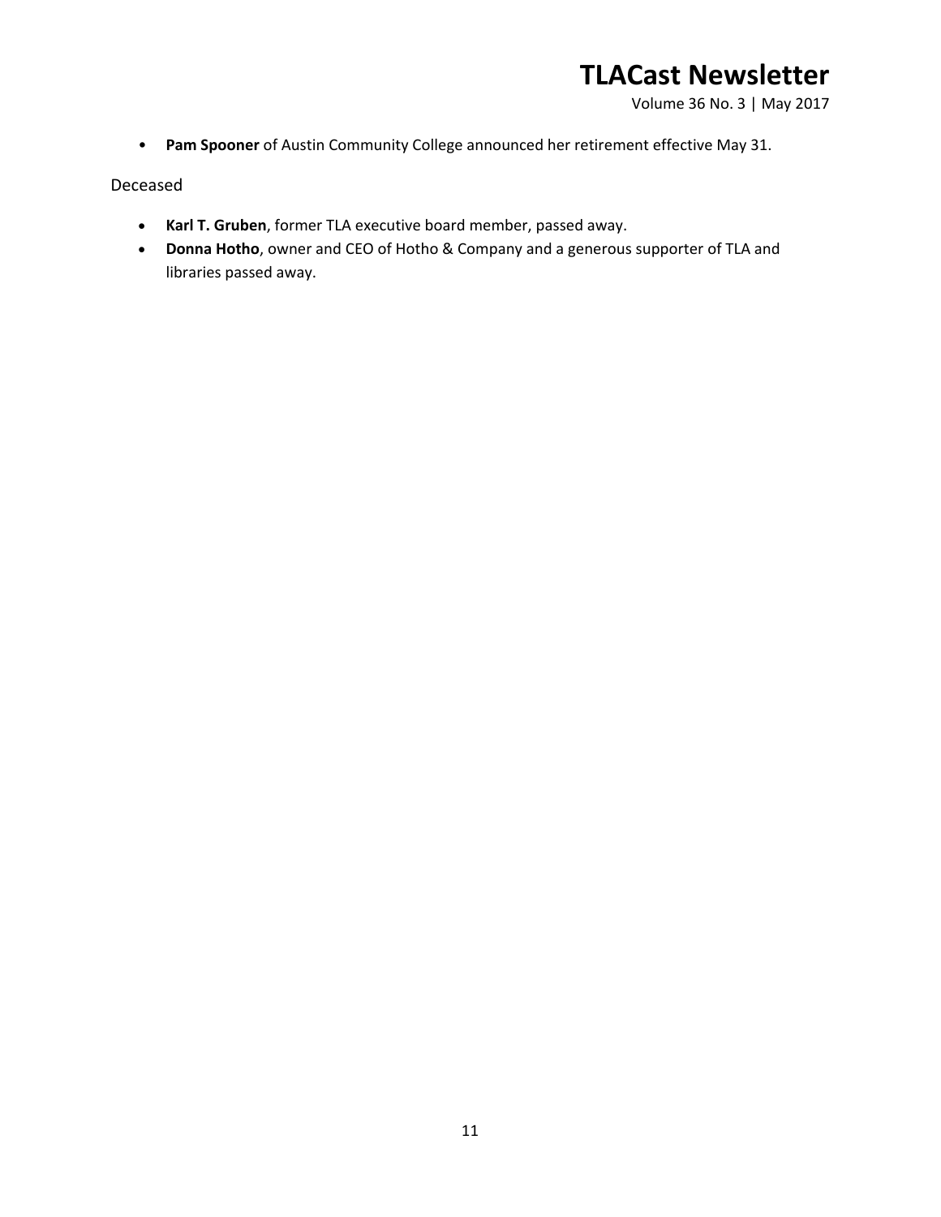- **Pam Spooner** of Austin Community College announced her retirement effective May 31.

## Deceased

- **Karl T. Gruben**, former TLA executive board member, passed away.
- **Donna Hotho**, owner and CEO of Hotho & Company and a generous supporter of TLA and libraries passed away.